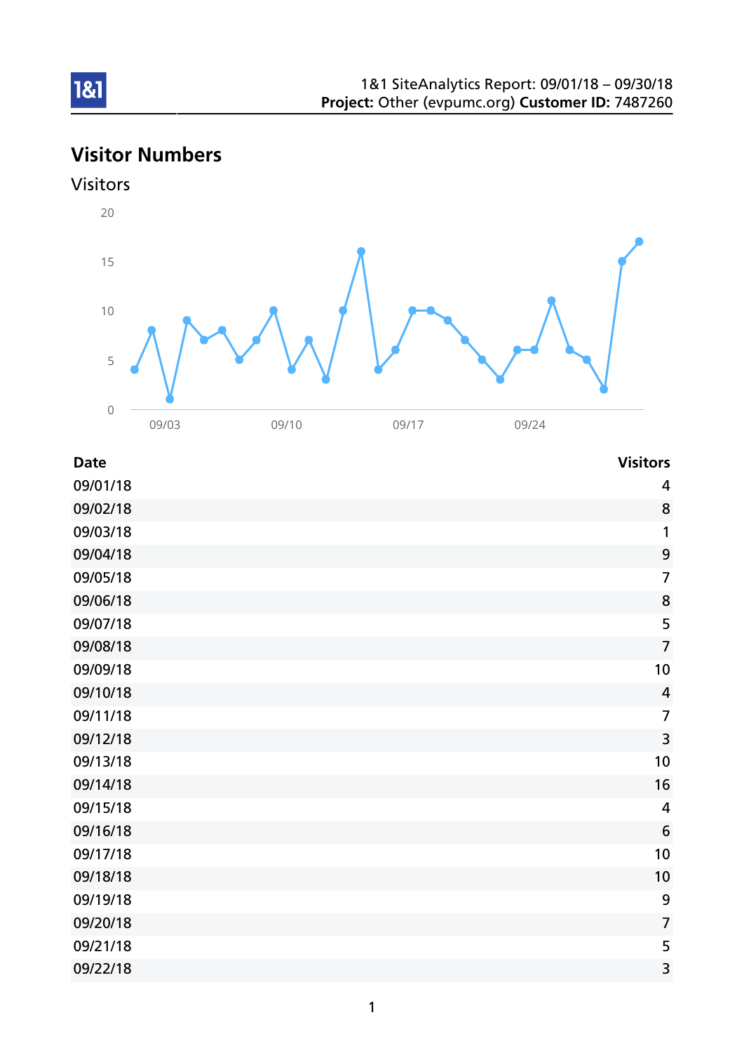1&1 SiteAnalytics Report: 09/01/18 – 09/30/18
**Project:** Other (evpumc.org) **Customer ID:** 7487260

## Visitor Numbers

### Visitors

| Date | Visitors |
|---|---|
| 09/01/18 | 4 |
| 09/02/18 | 8 |
| 09/03/18 | 1 |
| 09/04/18 | 9 |
| 09/05/18 | 7 |
| 09/06/18 | 8 |
| 09/07/18 | 5 |
| 09/08/18 | 7 |
| 09/09/18 | 10 |
| 09/10/18 | 4 |
| 09/11/18 | 7 |
| 09/12/18 | 3 |
| 09/13/18 | 10 |
| 09/14/18 | 16 |
| 09/15/18 | 4 |
| 09/16/18 | 6 |
| 09/17/18 | 10 |
| 09/18/18 | 10 |
| 09/19/18 | 9 |
| 09/20/18 | 7 |
| 09/21/18 | 5 |
| 09/22/18 | 3 |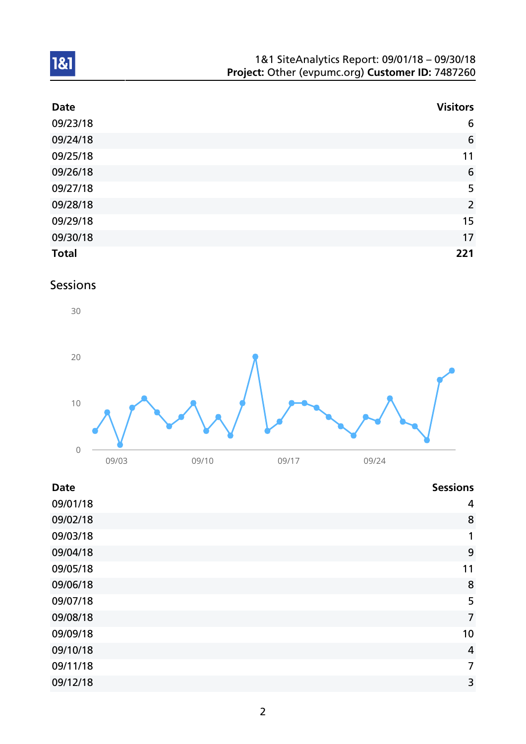| Date | Visitors |
| --- | --- |
| 09/23/18 | 6 |
| 09/24/18 | 6 |
| 09/25/18 | 11 |
| 09/26/18 | 6 |
| 09/27/18 | 5 |
| 09/28/18 | 2 |
| 09/29/18 | 15 |
| 09/30/18 | 17 |
| **Total** | **221** |

## Sessions

| Date | Sessions |
| --- | --- |
| 09/01/18 | 4 |
| 09/02/18 | 8 |
| 09/03/18 | 1 |
| 09/04/18 | 9 |
| 09/05/18 | 11 |
| 09/06/18 | 8 |
| 09/07/18 | 5 |
| 09/08/18 | 7 |
| 09/09/18 | 10 |
| 09/10/18 | 4 |
| 09/11/18 | 7 |
| 09/12/18 | 3 |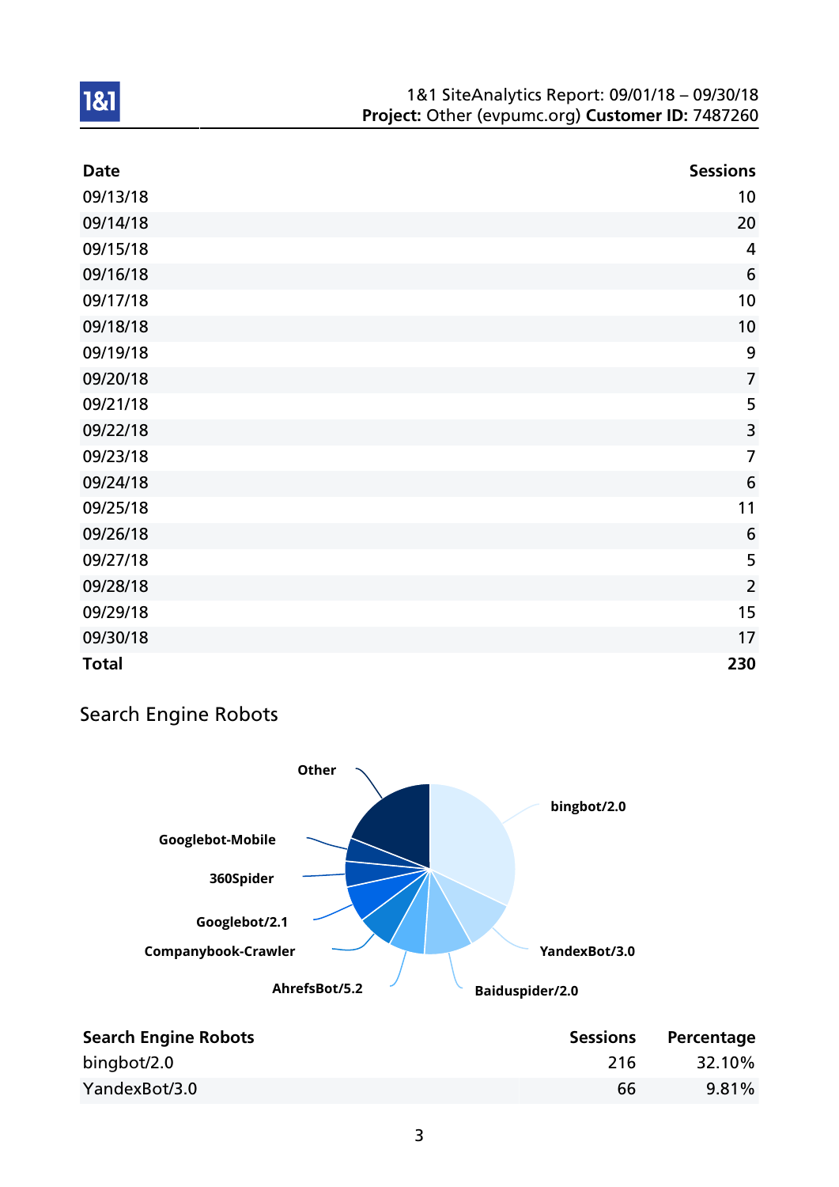| Date | Sessions |
|---|---|
| 09/13/18 | 10 |
| 09/14/18 | 20 |
| 09/15/18 | 4 |
| 09/16/18 | 6 |
| 09/17/18 | 10 |
| 09/18/18 | 10 |
| 09/19/18 | 9 |
| 09/20/18 | 7 |
| 09/21/18 | 5 |
| 09/22/18 | 3 |
| 09/23/18 | 7 |
| 09/24/18 | 6 |
| 09/25/18 | 11 |
| 09/26/18 | 6 |
| 09/27/18 | 5 |
| 09/28/18 | 2 |
| 09/29/18 | 15 |
| 09/30/18 | 17 |
| **Total** | **230** |

## Search Engine Robots

| Search Engine Robots | Sessions | Percentage |
|---|---|---|
| bingbot/2.0 | 216 | 32.10% |
| YandexBot/3.0 | 66 | 9.81% |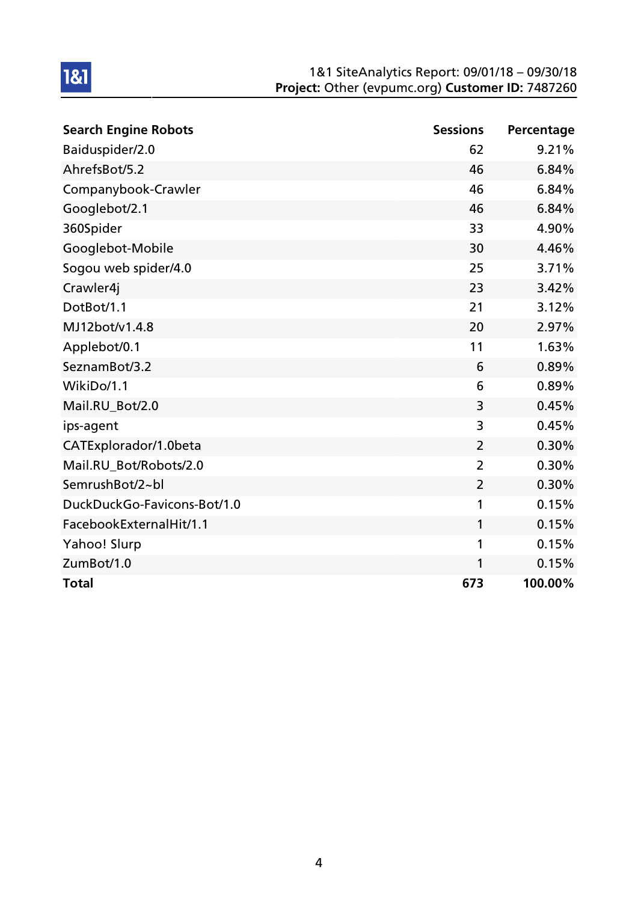| Search Engine Robots | Sessions | Percentage |
|---|---|---|
| Baiduspider/2.0 | 62 | 9.21% |
| AhrefsBot/5.2 | 46 | 6.84% |
| Companybook-Crawler | 46 | 6.84% |
| Googlebot/2.1 | 46 | 6.84% |
| 360Spider | 33 | 4.90% |
| Googlebot-Mobile | 30 | 4.46% |
| Sogou web spider/4.0 | 25 | 3.71% |
| Crawler4j | 23 | 3.42% |
| DotBot/1.1 | 21 | 3.12% |
| MJ12bot/v1.4.8 | 20 | 2.97% |
| Applebot/0.1 | 11 | 1.63% |
| SeznamBot/3.2 | 6 | 0.89% |
| WikiDo/1.1 | 6 | 0.89% |
| Mail.RU_Bot/2.0 | 3 | 0.45% |
| ips-agent | 3 | 0.45% |
| CATExplorador/1.0beta | 2 | 0.30% |
| Mail.RU_Bot/Robots/2.0 | 2 | 0.30% |
| SemrushBot/2~bl | 2 | 0.30% |
| DuckDuckGo-Favicons-Bot/1.0 | 1 | 0.15% |
| FacebookExternalHit/1.1 | 1 | 0.15% |
| Yahoo! Slurp | 1 | 0.15% |
| ZumBot/1.0 | 1 | 0.15% |
| **Total** | **673** | **100.00%** |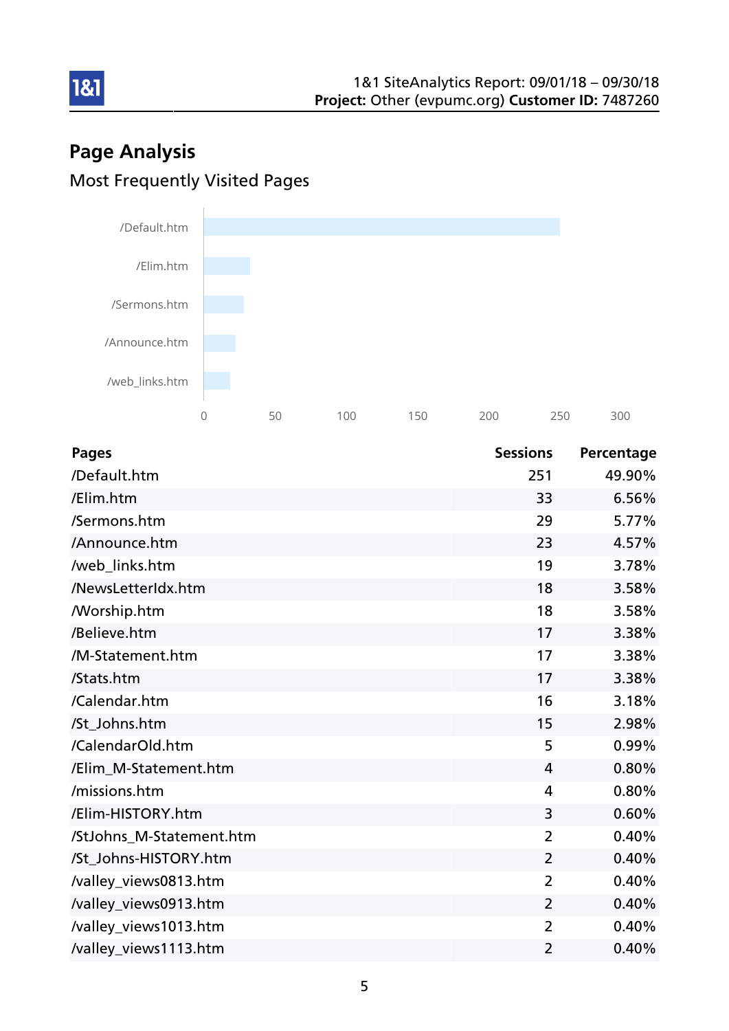## Page Analysis

### Most Frequently Visited Pages

| Pages | Sessions | Percentage |
|---|---|---|
| /Default.htm | 251 | 49.90% |
| /Elim.htm | 33 | 6.56% |
| /Sermons.htm | 29 | 5.77% |
| /Announce.htm | 23 | 4.57% |
| /web_links.htm | 19 | 3.78% |
| /NewsLetterIdx.htm | 18 | 3.58% |
| /Worship.htm | 18 | 3.58% |
| /Believe.htm | 17 | 3.38% |
| /M-Statement.htm | 17 | 3.38% |
| /Stats.htm | 17 | 3.38% |
| /Calendar.htm | 16 | 3.18% |
| /St_Johns.htm | 15 | 2.98% |
| /CalendarOld.htm | 5 | 0.99% |
| /Elim_M-Statement.htm | 4 | 0.80% |
| /missions.htm | 4 | 0.80% |
| /Elim-HISTORY.htm | 3 | 0.60% |
| /StJohns_M-Statement.htm | 2 | 0.40% |
| /St_Johns-HISTORY.htm | 2 | 0.40% |
| /valley_views0813.htm | 2 | 0.40% |
| /valley_views0913.htm | 2 | 0.40% |
| /valley_views1013.htm | 2 | 0.40% |
| /valley_views1113.htm | 2 | 0.40% |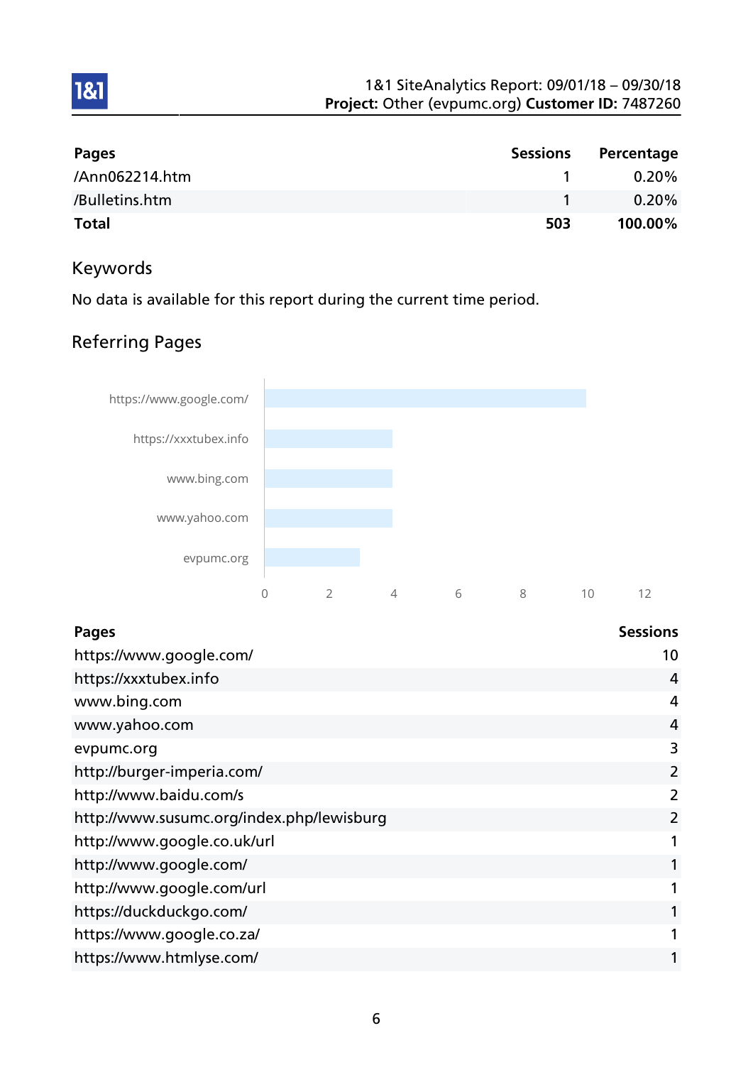| Pages | Sessions | Percentage |
|---|---|---|
| /Ann062214.htm | 1 | 0.20% |
| /Bulletins.htm | 1 | 0.20% |
| **Total** | **503** | **100.00%** |

## Keywords

No data is available for this report during the current time period.

## Referring Pages

| Pages | Sessions |
|---|---|
| https://www.google.com/ | 10 |
| https://xxxtubex.info | 4 |
| www.bing.com | 4 |
| www.yahoo.com | 4 |
| evpumc.org | 3 |
| http://burger-imperia.com/ | 2 |
| http://www.baidu.com/s | 2 |
| http://www.susumc.org/index.php/lewisburg | 2 |
| http://www.google.co.uk/url | 1 |
| http://www.google.com/ | 1 |
| http://www.google.com/url | 1 |
| https://duckduckgo.com/ | 1 |
| https://www.google.co.za/ | 1 |
| https://www.htmlyse.com/ | 1 |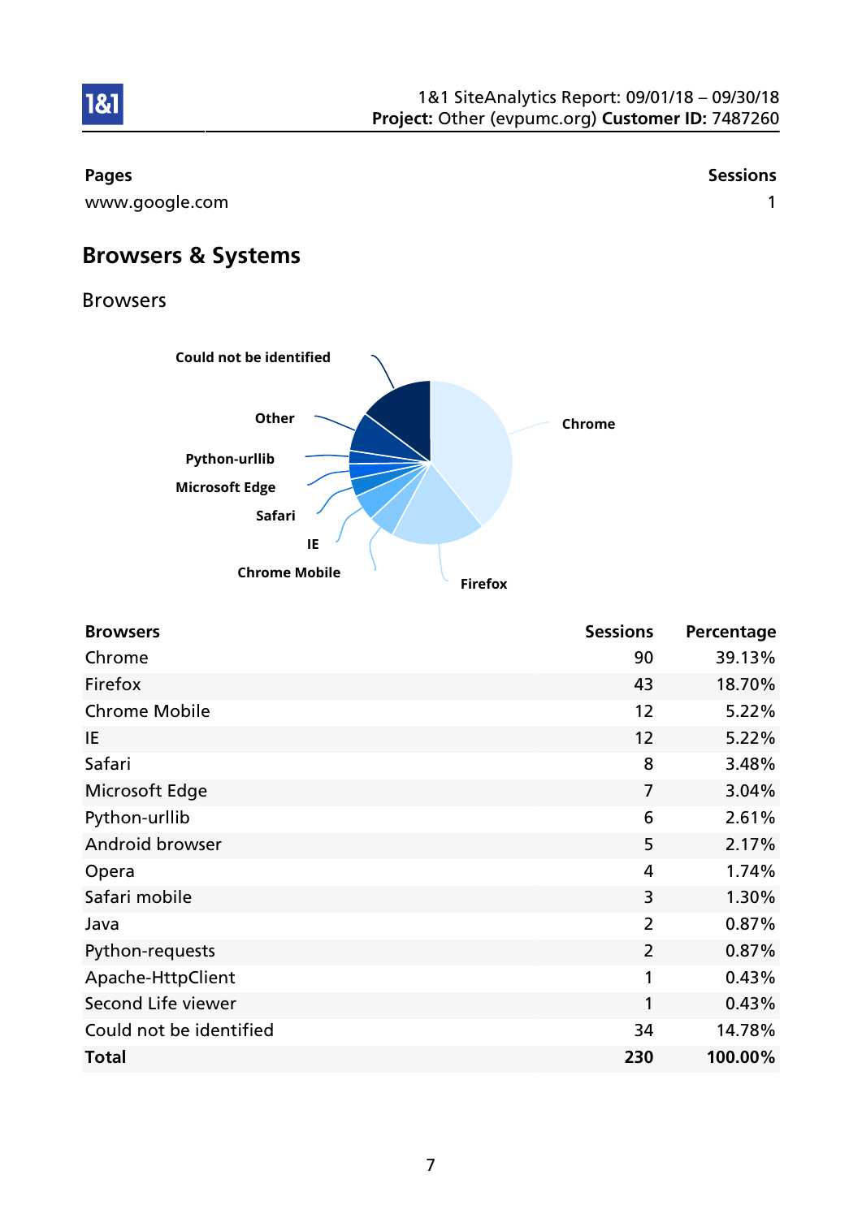| Pages | Sessions |
|---|---|
| www.google.com | 1 |

## Browsers & Systems

### Browsers

| Browsers | Sessions | Percentage |
|---|---|---|
| Chrome | 90 | 39.13% |
| Firefox | 43 | 18.70% |
| Chrome Mobile | 12 | 5.22% |
| IE | 12 | 5.22% |
| Safari | 8 | 3.48% |
| Microsoft Edge | 7 | 3.04% |
| Python-urllib | 6 | 2.61% |
| Android browser | 5 | 2.17% |
| Opera | 4 | 1.74% |
| Safari mobile | 3 | 1.30% |
| Java | 2 | 0.87% |
| Python-requests | 2 | 0.87% |
| Apache-HttpClient | 1 | 0.43% |
| Second Life viewer | 1 | 0.43% |
| Could not be identified | 34 | 14.78% |
| **Total** | **230** | **100.00%** |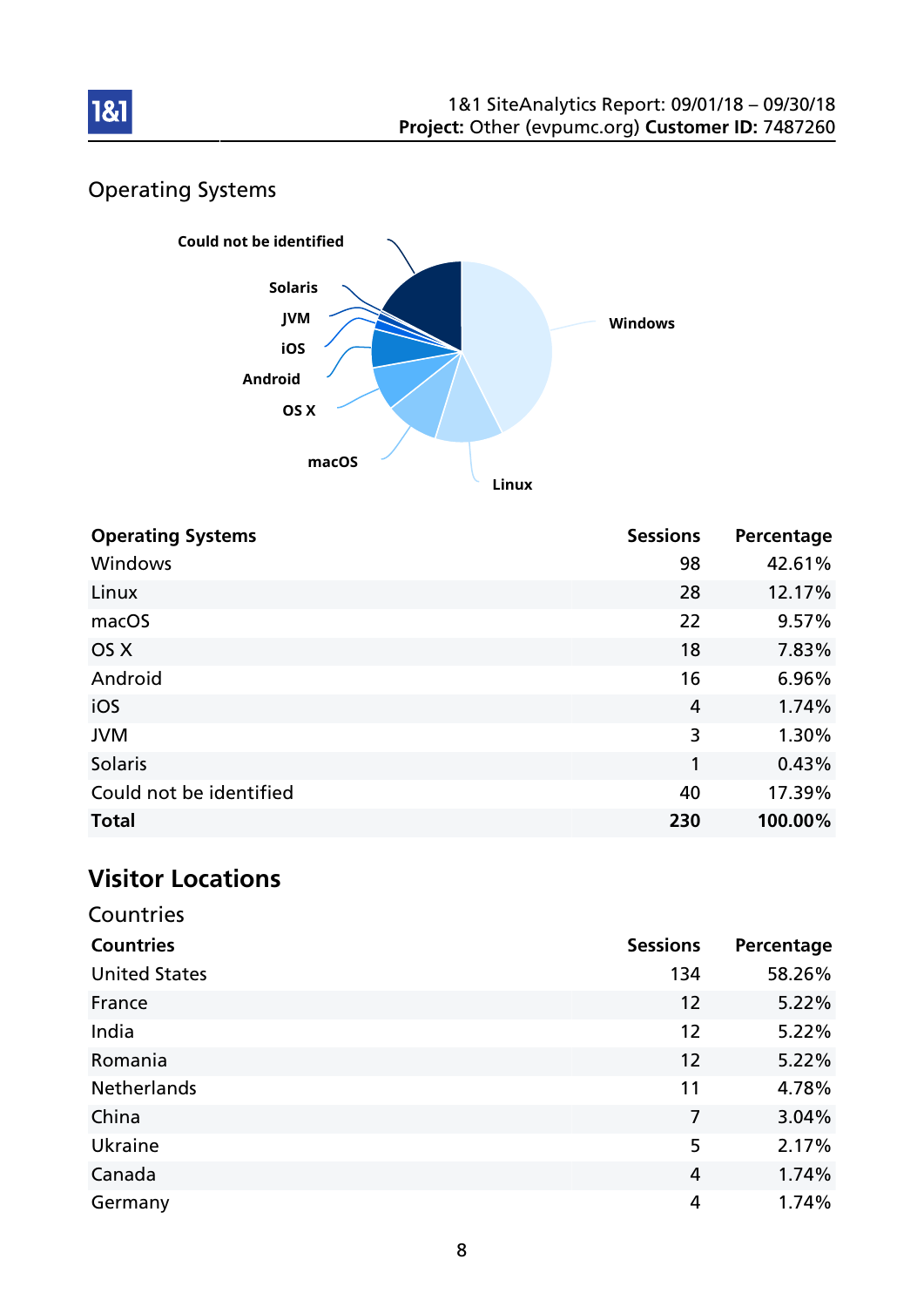## Operating Systems

| Operating Systems | Sessions | Percentage |
|---|---|---|
| Windows | 98 | 42.61% |
| Linux | 28 | 12.17% |
| macOS | 22 | 9.57% |
| OS X | 18 | 7.83% |
| Android | 16 | 6.96% |
| iOS | 4 | 1.74% |
| JVM | 3 | 1.30% |
| Solaris | 1 | 0.43% |
| Could not be identified | 40 | 17.39% |
| **Total** | **230** | **100.00%** |

# Visitor Locations

## Countries

| Countries | Sessions | Percentage |
|---|---|---|
| United States | 134 | 58.26% |
| France | 12 | 5.22% |
| India | 12 | 5.22% |
| Romania | 12 | 5.22% |
| Netherlands | 11 | 4.78% |
| China | 7 | 3.04% |
| Ukraine | 5 | 2.17% |
| Canada | 4 | 1.74% |
| Germany | 4 | 1.74% |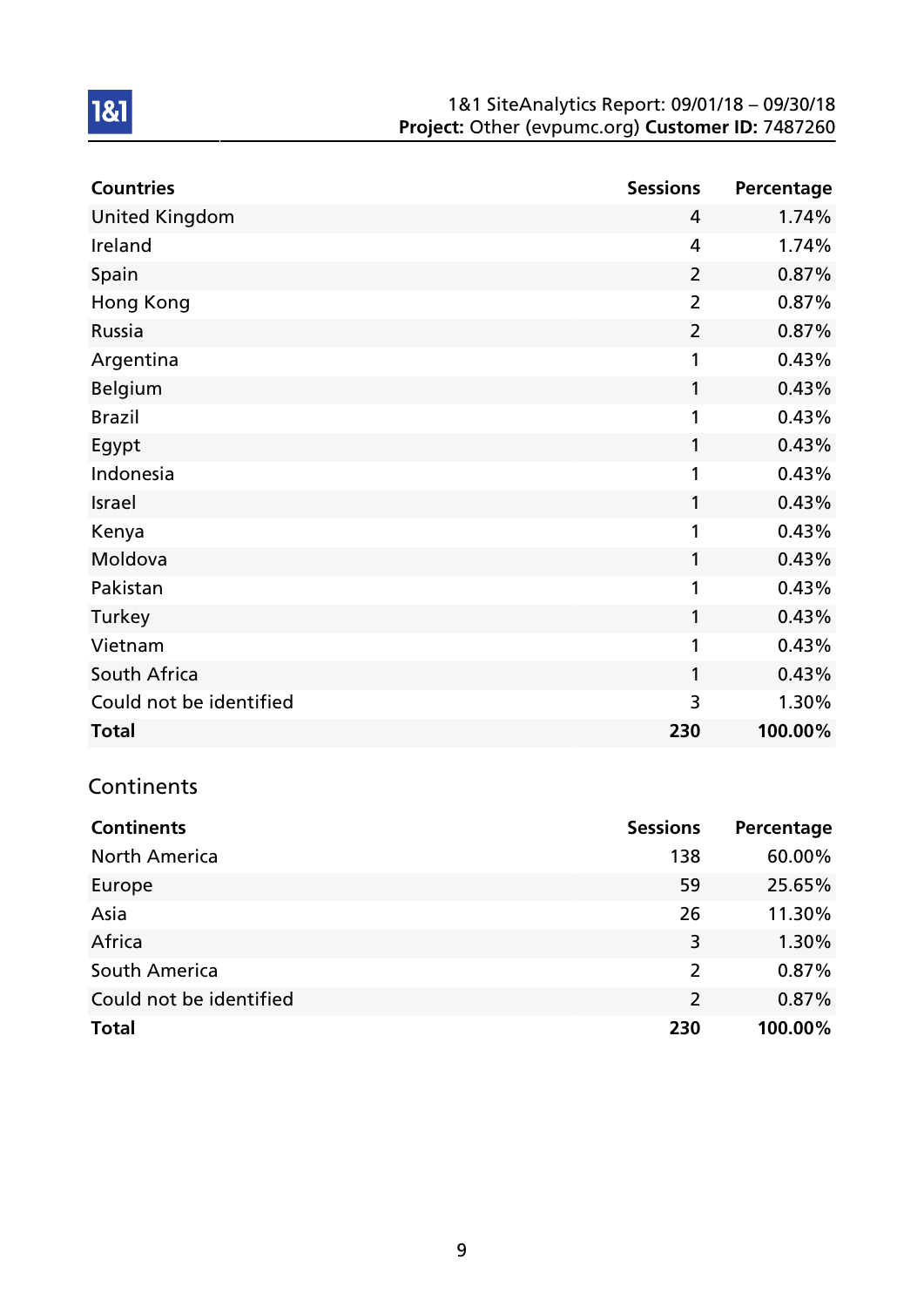| Countries | Sessions | Percentage |
|---|---|---|
| United Kingdom | 4 | 1.74% |
| Ireland | 4 | 1.74% |
| Spain | 2 | 0.87% |
| Hong Kong | 2 | 0.87% |
| Russia | 2 | 0.87% |
| Argentina | 1 | 0.43% |
| Belgium | 1 | 0.43% |
| Brazil | 1 | 0.43% |
| Egypt | 1 | 0.43% |
| Indonesia | 1 | 0.43% |
| Israel | 1 | 0.43% |
| Kenya | 1 | 0.43% |
| Moldova | 1 | 0.43% |
| Pakistan | 1 | 0.43% |
| Turkey | 1 | 0.43% |
| Vietnam | 1 | 0.43% |
| South Africa | 1 | 0.43% |
| Could not be identified | 3 | 1.30% |
| **Total** | **230** | **100.00%** |

## Continents

| Continents | Sessions | Percentage |
|---|---|---|
| North America | 138 | 60.00% |
| Europe | 59 | 25.65% |
| Asia | 26 | 11.30% |
| Africa | 3 | 1.30% |
| South America | 2 | 0.87% |
| Could not be identified | 2 | 0.87% |
| **Total** | **230** | **100.00%** |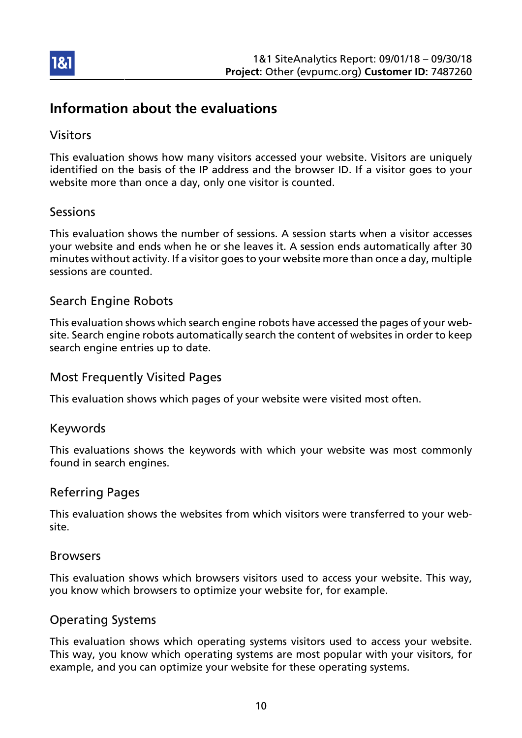# Information about the evaluations

## Visitors

This evaluation shows how many visitors accessed your website. Visitors are uniquely identified on the basis of the IP address and the browser ID. If a visitor goes to your website more than once a day, only one visitor is counted.

## Sessions

This evaluation shows the number of sessions. A session starts when a visitor accesses your website and ends when he or she leaves it. A session ends automatically after 30 minutes without activity. If a visitor goes to your website more than once a day, multiple sessions are counted.

## Search Engine Robots

This evaluation shows which search engine robots have accessed the pages of your website. Search engine robots automatically search the content of websites in order to keep search engine entries up to date.

## Most Frequently Visited Pages

This evaluation shows which pages of your website were visited most often.

## Keywords

This evaluations shows the keywords with which your website was most commonly found in search engines.

## Referring Pages

This evaluation shows the websites from which visitors were transferred to your website.

## Browsers

This evaluation shows which browsers visitors used to access your website. This way, you know which browsers to optimize your website for, for example.

## Operating Systems

This evaluation shows which operating systems visitors used to access your website. This way, you know which operating systems are most popular with your visitors, for example, and you can optimize your website for these operating systems.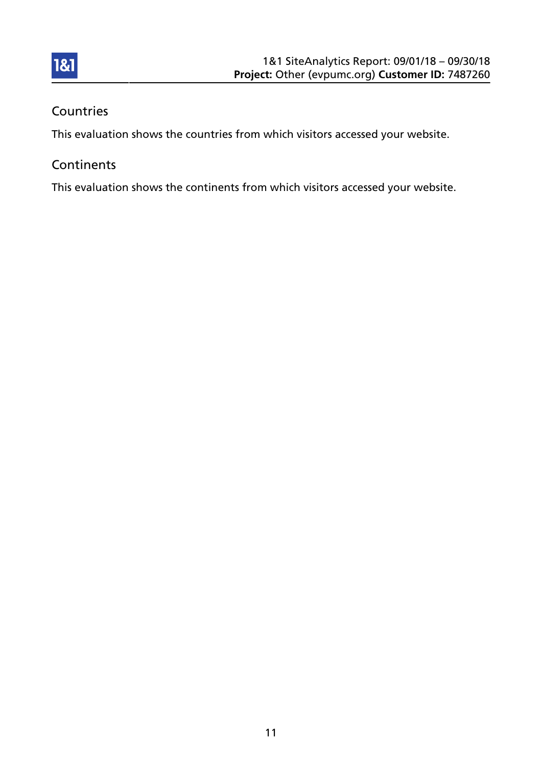## Countries

This evaluation shows the countries from which visitors accessed your website.

## Continents

This evaluation shows the continents from which visitors accessed your website.